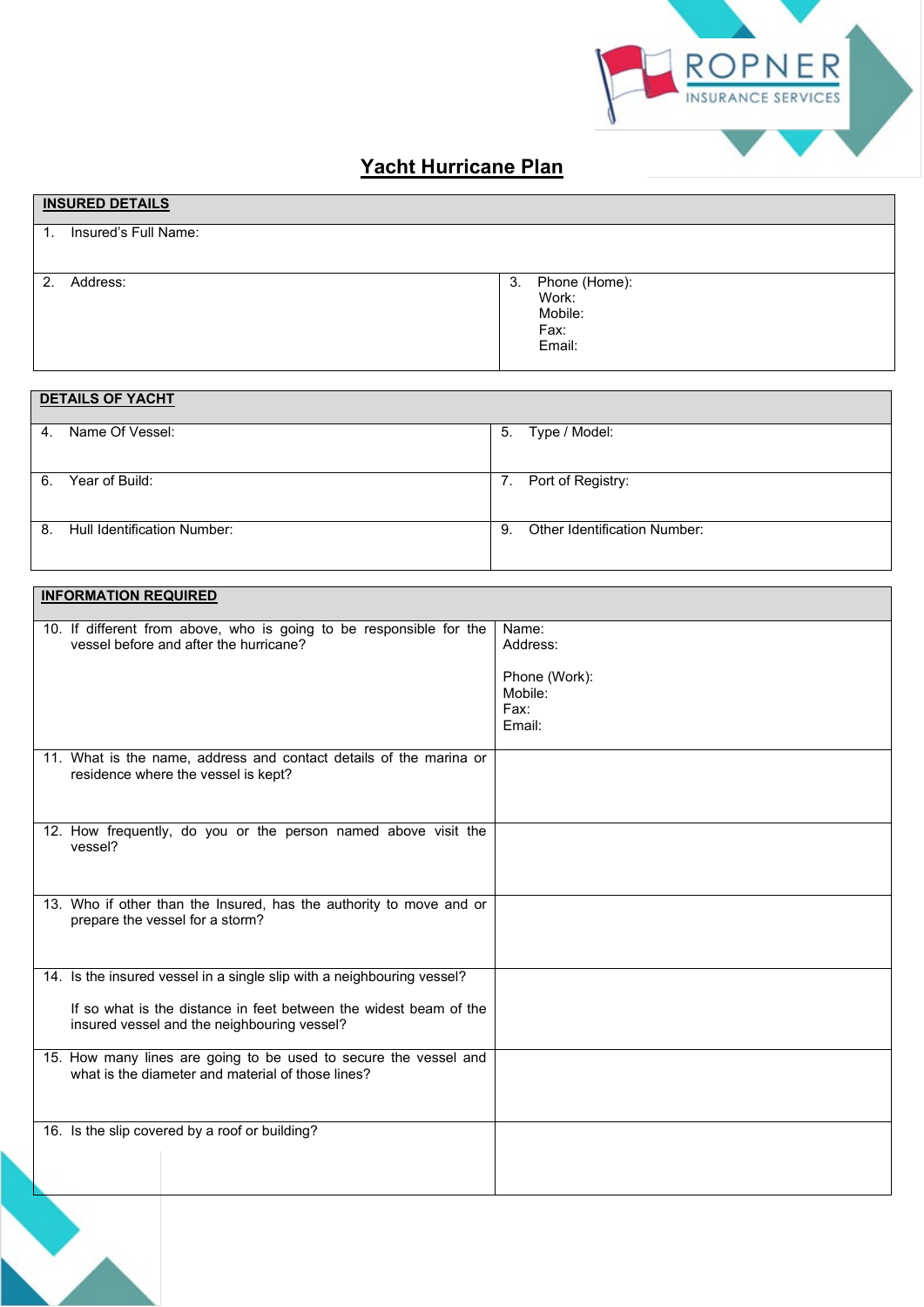ROPNER INSURANCE SERVICES

# Yacht Hurricane Plan

| **INSURED DETAILS** | |
|---|---|
| 1. Insured's Full Name: | |
| 2. Address: | 3. Phone (Home):<br>Work:<br>Mobile:<br>Fax:<br>Email: |

| **DETAILS OF YACHT** | |
|---|---|
| 4. Name Of Vessel: | 5. Type / Model: |
| 6. Year of Build: | 7. Port of Registry: |
| 8. Hull Identification Number: | 9. Other Identification Number: |

| **INFORMATION REQUIRED** | |
|---|---|
| 10. If different from above, who is going to be responsible for the vessel before and after the hurricane? | Name:<br>Address:<br><br>Phone (Work):<br>Mobile:<br>Fax:<br>Email: |
| 11. What is the name, address and contact details of the marina or residence where the vessel is kept? | |
| 12. How frequently, do you or the person named above visit the vessel? | |
| 13. Who if other than the Insured, has the authority to move and or prepare the vessel for a storm? | |
| 14. Is the insured vessel in a single slip with a neighbouring vessel?<br><br>If so what is the distance in feet between the widest beam of the insured vessel and the neighbouring vessel? | |
| 15. How many lines are going to be used to secure the vessel and what is the diameter and material of those lines? | |
| 16. Is the slip covered by a roof or building? | |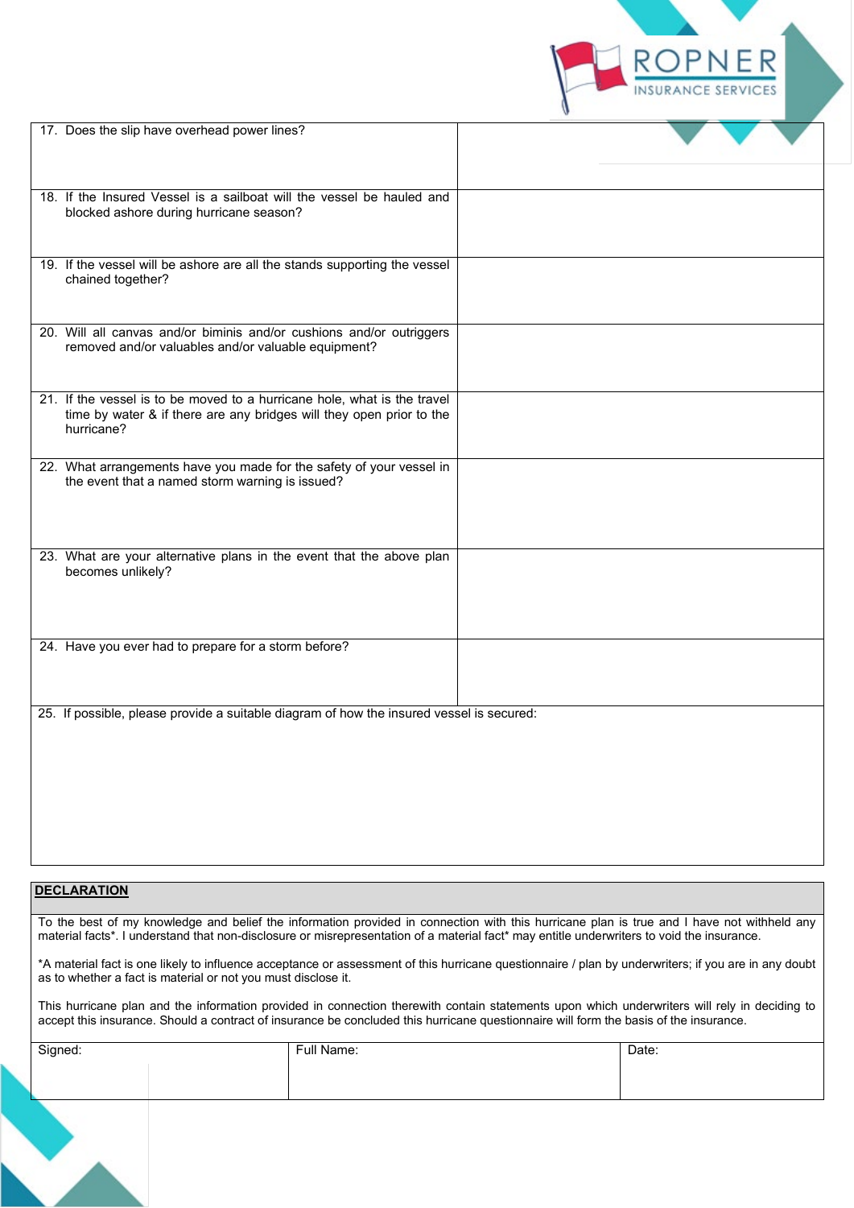| | |
|---|---|
| 17. Does the slip have overhead power lines? | |
| 18. If the Insured Vessel is a sailboat will the vessel be hauled and blocked ashore during hurricane season? | |
| 19. If the vessel will be ashore are all the stands supporting the vessel chained together? | |
| 20. Will all canvas and/or biminis and/or cushions and/or outriggers removed and/or valuables and/or valuable equipment? | |
| 21. If the vessel is to be moved to a hurricane hole, what is the travel time by water & if there are any bridges will they open prior to the hurricane? | |
| 22. What arrangements have you made for the safety of your vessel in the event that a named storm warning is issued? | |
| 23. What are your alternative plans in the event that the above plan becomes unlikely? | |
| 24. Have you ever had to prepare for a storm before? | |

25. If possible, please provide a suitable diagram of how the insured vessel is secured:

**DECLARATION**

To the best of my knowledge and belief the information provided in connection with this hurricane plan is true and I have not withheld any material facts*. I understand that non-disclosure or misrepresentation of a material fact* may entitle underwriters to void the insurance.

*A material fact is one likely to influence acceptance or assessment of this hurricane questionnaire / plan by underwriters; if you are in any doubt as to whether a fact is material or not you must disclose it.

This hurricane plan and the information provided in connection therewith contain statements upon which underwriters will rely in deciding to accept this insurance. Should a contract of insurance be concluded this hurricane questionnaire will form the basis of the insurance.

| Signed: | Full Name: | Date: |
|---|---|---|
| | | |